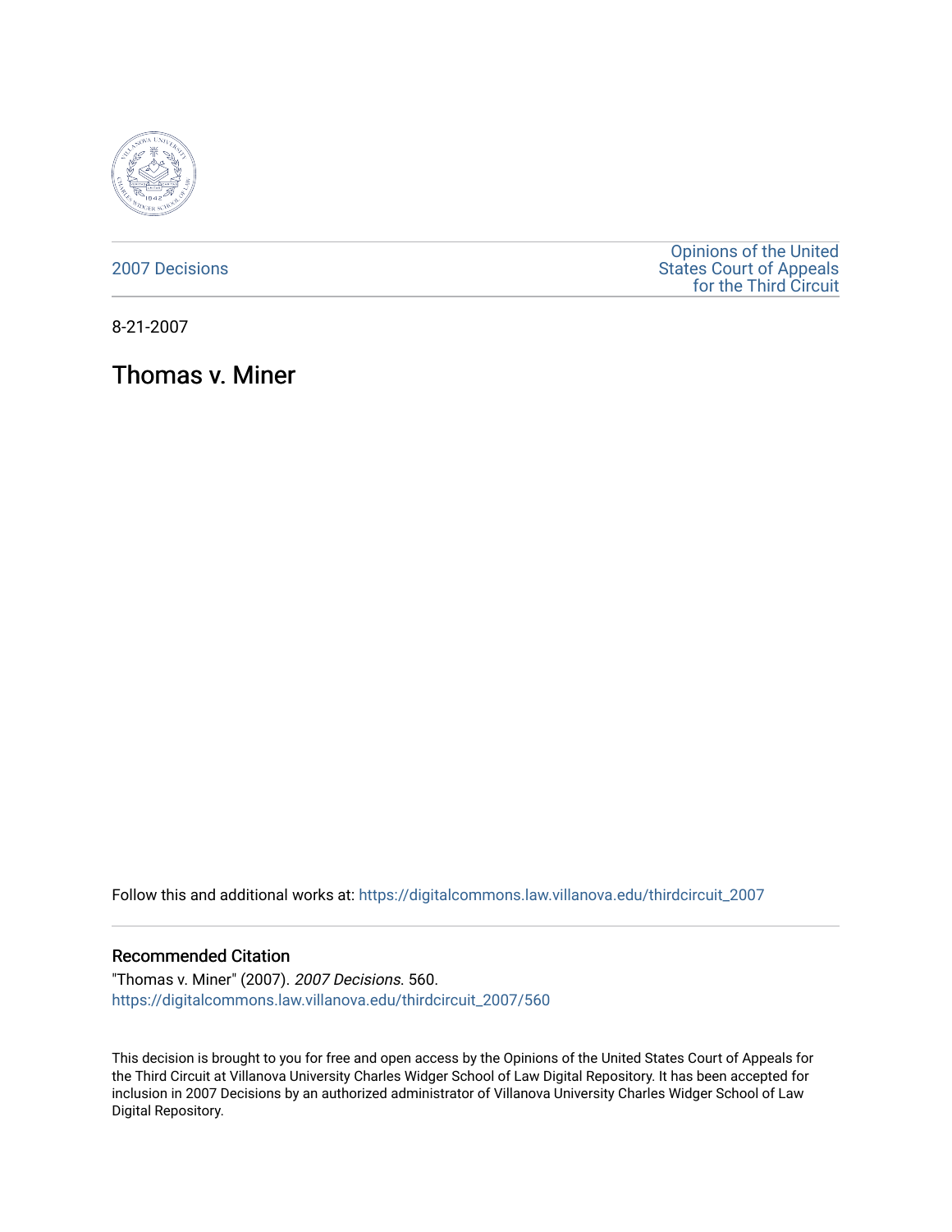2007 Decisions

Opinions of the United States Court of Appeals for the Third Circuit

8-21-2007

# Thomas v. Miner

Follow this and additional works at: https://digitalcommons.law.villanova.edu/thirdcircuit_2007

## Recommended Citation

"Thomas v. Miner" (2007). *2007 Decisions*. 560.
https://digitalcommons.law.villanova.edu/thirdcircuit_2007/560

This decision is brought to you for free and open access by the Opinions of the United States Court of Appeals for the Third Circuit at Villanova University Charles Widger School of Law Digital Repository. It has been accepted for inclusion in 2007 Decisions by an authorized administrator of Villanova University Charles Widger School of Law Digital Repository.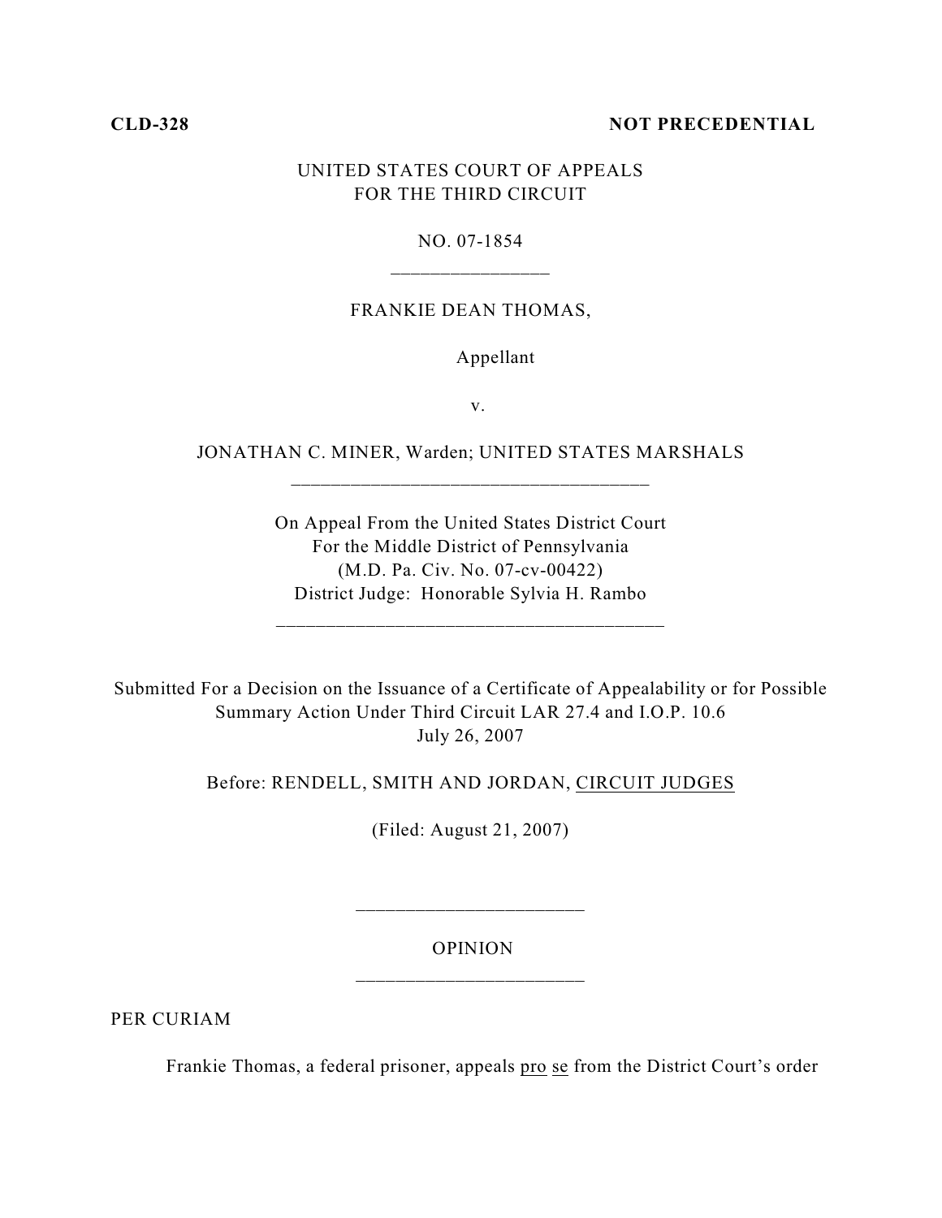**CLD-328** **NOT PRECEDENTIAL**

UNITED STATES COURT OF APPEALS
FOR THE THIRD CIRCUIT

NO. 07-1854

---

FRANKIE DEAN THOMAS,

Appellant

v.

JONATHAN C. MINER, Warden; UNITED STATES MARSHALS

---

On Appeal From the United States District Court
For the Middle District of Pennsylvania
(M.D. Pa. Civ. No. 07-cv-00422)
District Judge: Honorable Sylvia H. Rambo

---

Submitted For a Decision on the Issuance of a Certificate of Appealability or for Possible Summary Action Under Third Circuit LAR 27.4 and I.O.P. 10.6
July 26, 2007

Before: RENDELL, SMITH AND JORDAN, CIRCUIT JUDGES

(Filed: August 21, 2007)

---

OPINION

---

PER CURIAM

Frankie Thomas, a federal prisoner, appeals pro se from the District Court's order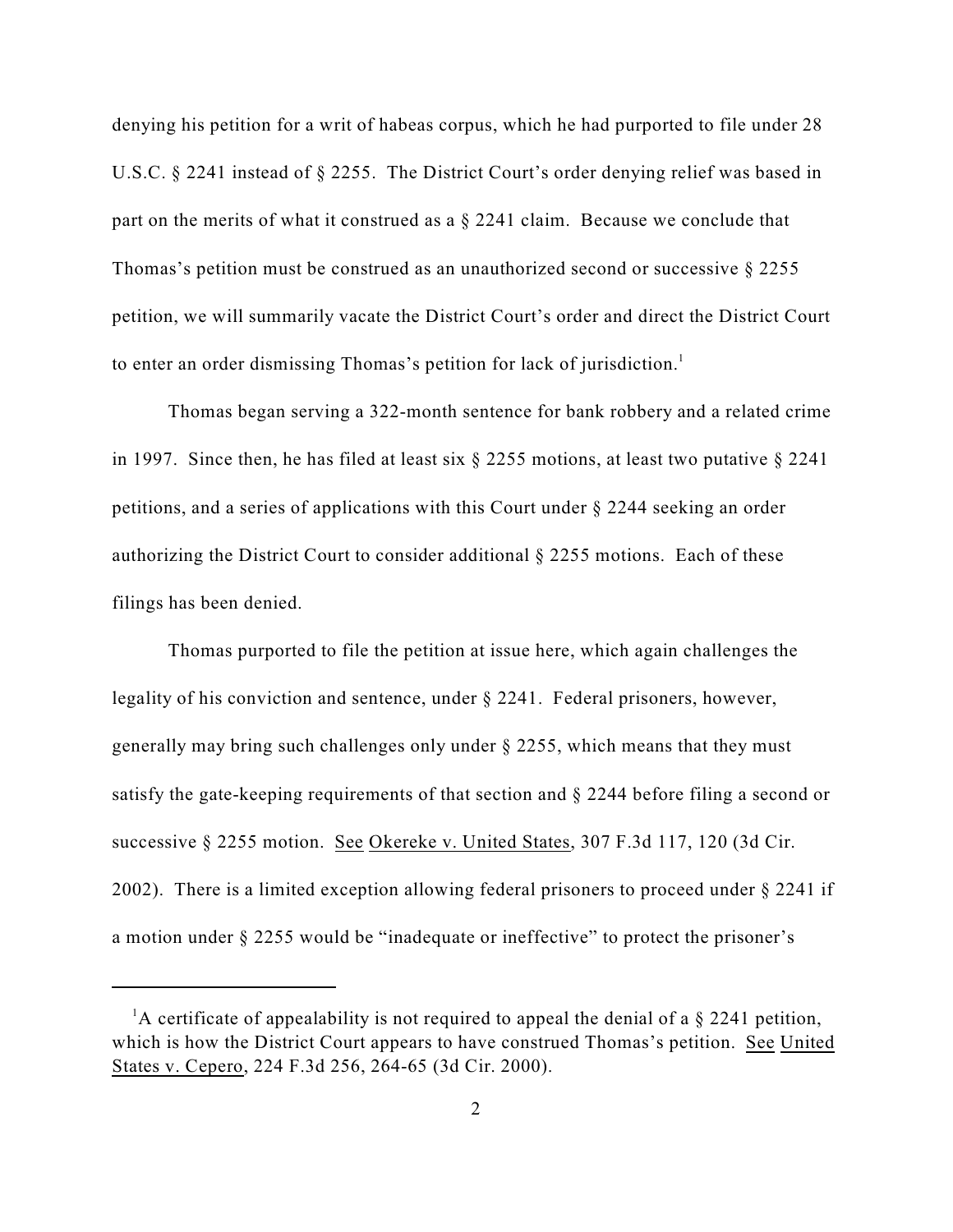denying his petition for a writ of habeas corpus, which he had purported to file under 28 U.S.C. § 2241 instead of § 2255. The District Court's order denying relief was based in part on the merits of what it construed as a § 2241 claim. Because we conclude that Thomas's petition must be construed as an unauthorized second or successive § 2255 petition, we will summarily vacate the District Court's order and direct the District Court to enter an order dismissing Thomas's petition for lack of jurisdiction.[1]

Thomas began serving a 322-month sentence for bank robbery and a related crime in 1997. Since then, he has filed at least six § 2255 motions, at least two putative § 2241 petitions, and a series of applications with this Court under § 2244 seeking an order authorizing the District Court to consider additional § 2255 motions. Each of these filings has been denied.

Thomas purported to file the petition at issue here, which again challenges the legality of his conviction and sentence, under § 2241. Federal prisoners, however, generally may bring such challenges only under § 2255, which means that they must satisfy the gate-keeping requirements of that section and § 2244 before filing a second or successive § 2255 motion. See Okereke v. United States, 307 F.3d 117, 120 (3d Cir. 2002). There is a limited exception allowing federal prisoners to proceed under § 2241 if a motion under § 2255 would be "inadequate or ineffective" to protect the prisoner's

---

[1] A certificate of appealability is not required to appeal the denial of a § 2241 petition, which is how the District Court appears to have construed Thomas's petition. See United States v. Cepero, 224 F.3d 256, 264-65 (3d Cir. 2000).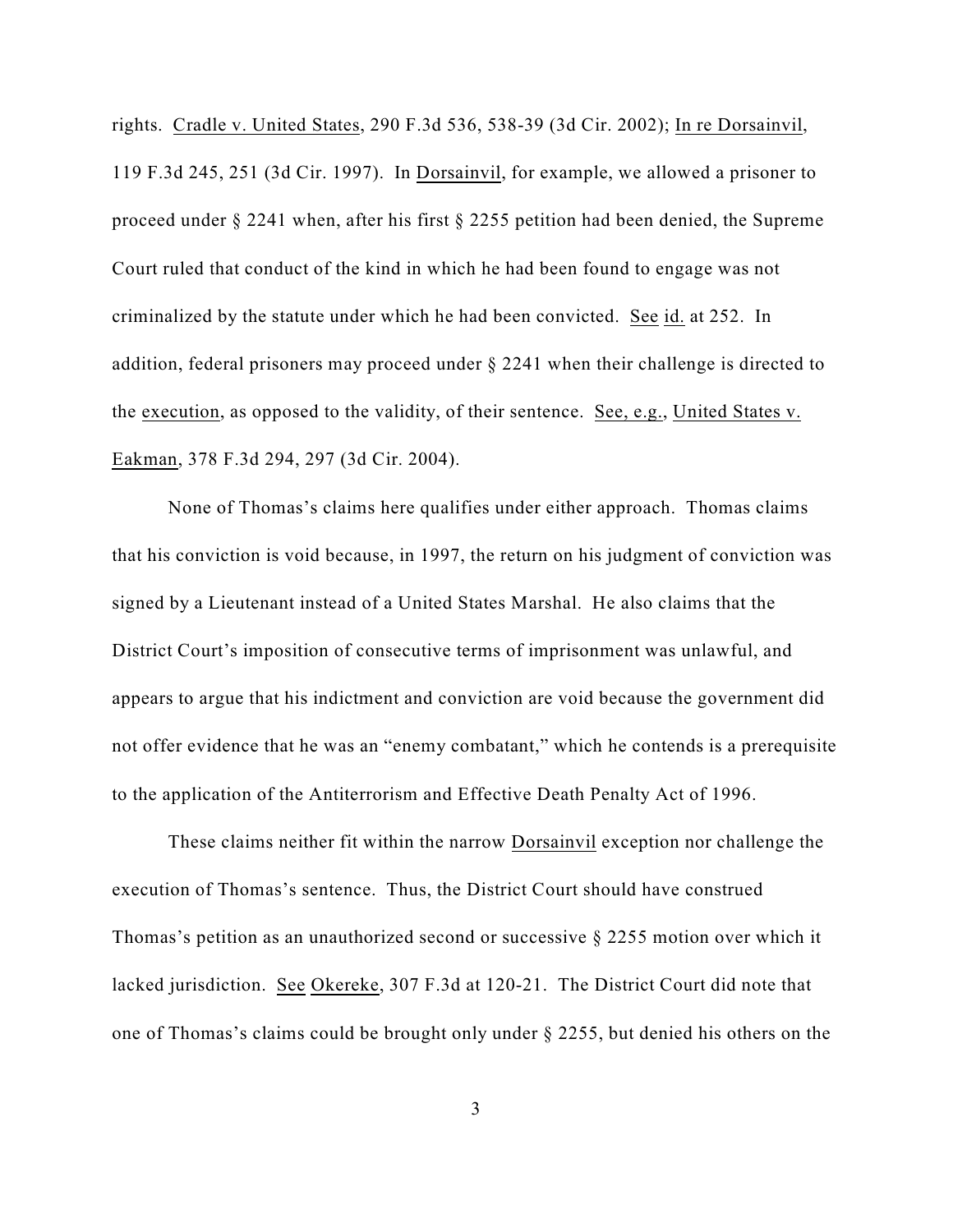rights. Cradle v. United States, 290 F.3d 536, 538-39 (3d Cir. 2002); In re Dorsainvil, 119 F.3d 245, 251 (3d Cir. 1997). In Dorsainvil, for example, we allowed a prisoner to proceed under § 2241 when, after his first § 2255 petition had been denied, the Supreme Court ruled that conduct of the kind in which he had been found to engage was not criminalized by the statute under which he had been convicted. See id. at 252. In addition, federal prisoners may proceed under § 2241 when their challenge is directed to the execution, as opposed to the validity, of their sentence. See, e.g., United States v. Eakman, 378 F.3d 294, 297 (3d Cir. 2004).

None of Thomas's claims here qualifies under either approach. Thomas claims that his conviction is void because, in 1997, the return on his judgment of conviction was signed by a Lieutenant instead of a United States Marshal. He also claims that the District Court's imposition of consecutive terms of imprisonment was unlawful, and appears to argue that his indictment and conviction are void because the government did not offer evidence that he was an "enemy combatant," which he contends is a prerequisite to the application of the Antiterrorism and Effective Death Penalty Act of 1996.

These claims neither fit within the narrow Dorsainvil exception nor challenge the execution of Thomas's sentence. Thus, the District Court should have construed Thomas's petition as an unauthorized second or successive § 2255 motion over which it lacked jurisdiction. See Okereke, 307 F.3d at 120-21. The District Court did note that one of Thomas's claims could be brought only under § 2255, but denied his others on the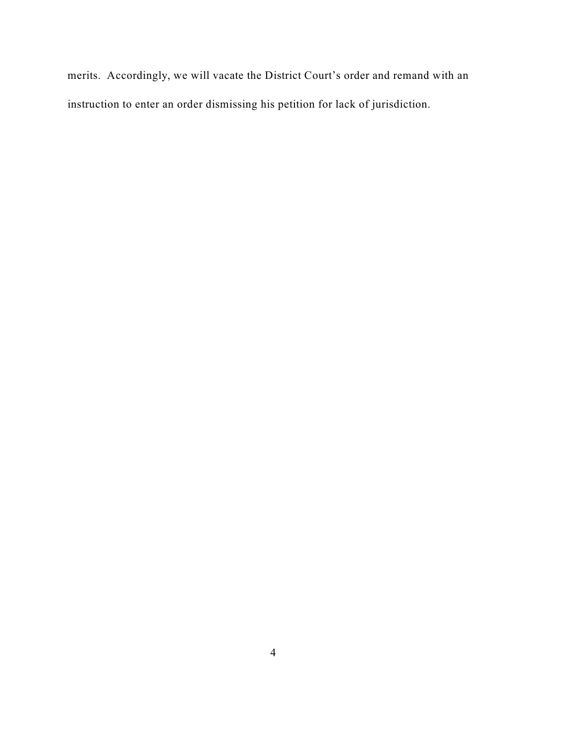merits. Accordingly, we will vacate the District Court's order and remand with an instruction to enter an order dismissing his petition for lack of jurisdiction.